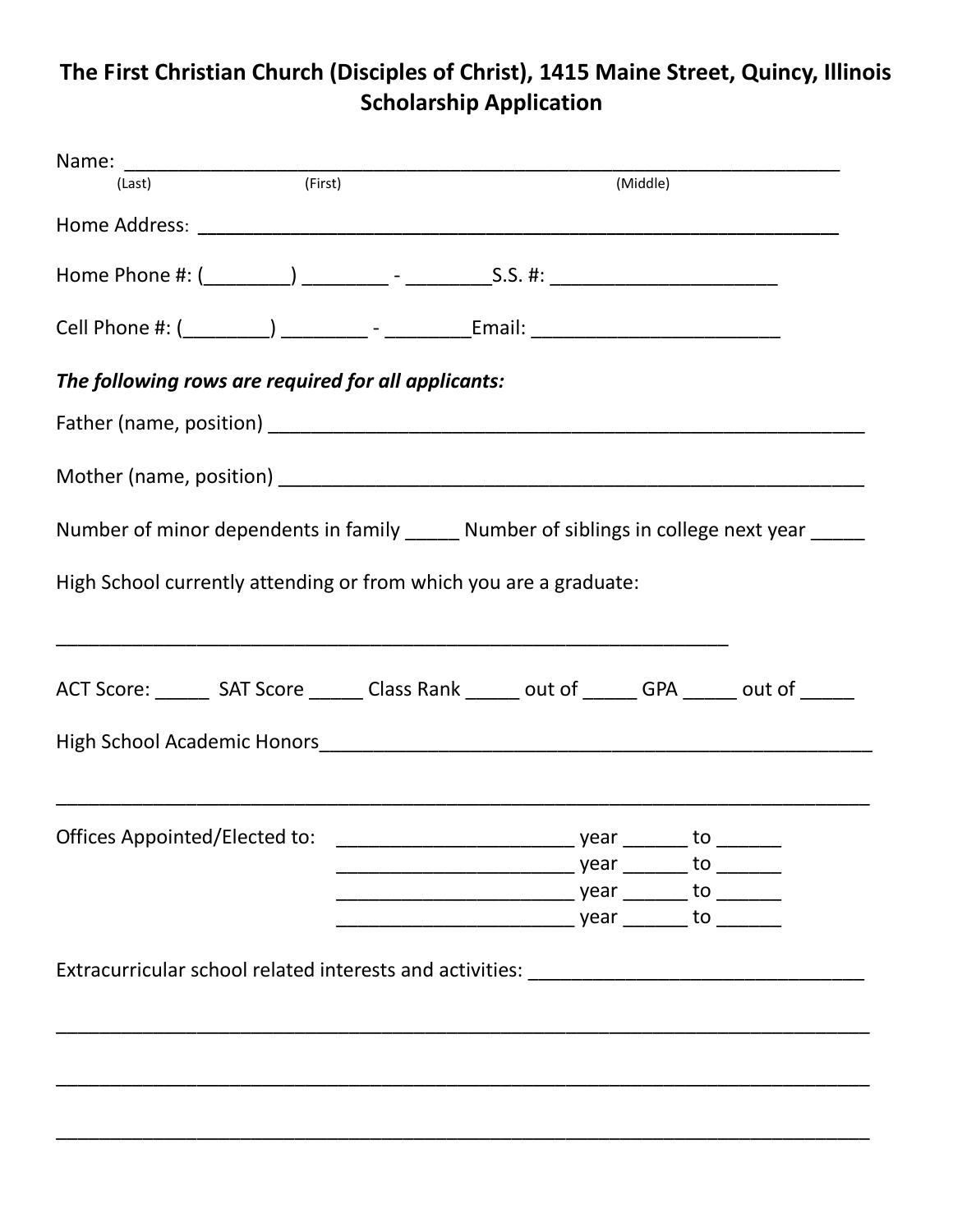# The First Christian Church (Disciples of Christ), 1415 Maine Street, Quincy, Illinois Scholarship Application

Name: ________________________________________________________________
(Last) (First) (Middle)

Home Address: ________________________________________________________

Home Phone #: (________) ________ - ________S.S. #: _____________________

Cell Phone #: (________) ________ - ________Email: _______________________

***The following rows are required for all applicants:***

Father (name, position) ______________________________________________________

Mother (name, position) _____________________________________________________

Number of minor dependents in family _____ Number of siblings in college next year _____

High School currently attending or from which you are a graduate:

_____________________________________________________________

ACT Score: _____ SAT Score _____ Class Rank _____ out of _____ GPA _____ out of _____

High School Academic Honors____________________________________________________

____________________________________________________________________________

Offices Appointed/Elected to: ______________________ year ______ to ______
______________________ year ______ to ______
______________________ year ______ to ______
______________________ year ______ to ______

Extracurricular school related interests and activities: _______________________________

____________________________________________________________________________

____________________________________________________________________________

____________________________________________________________________________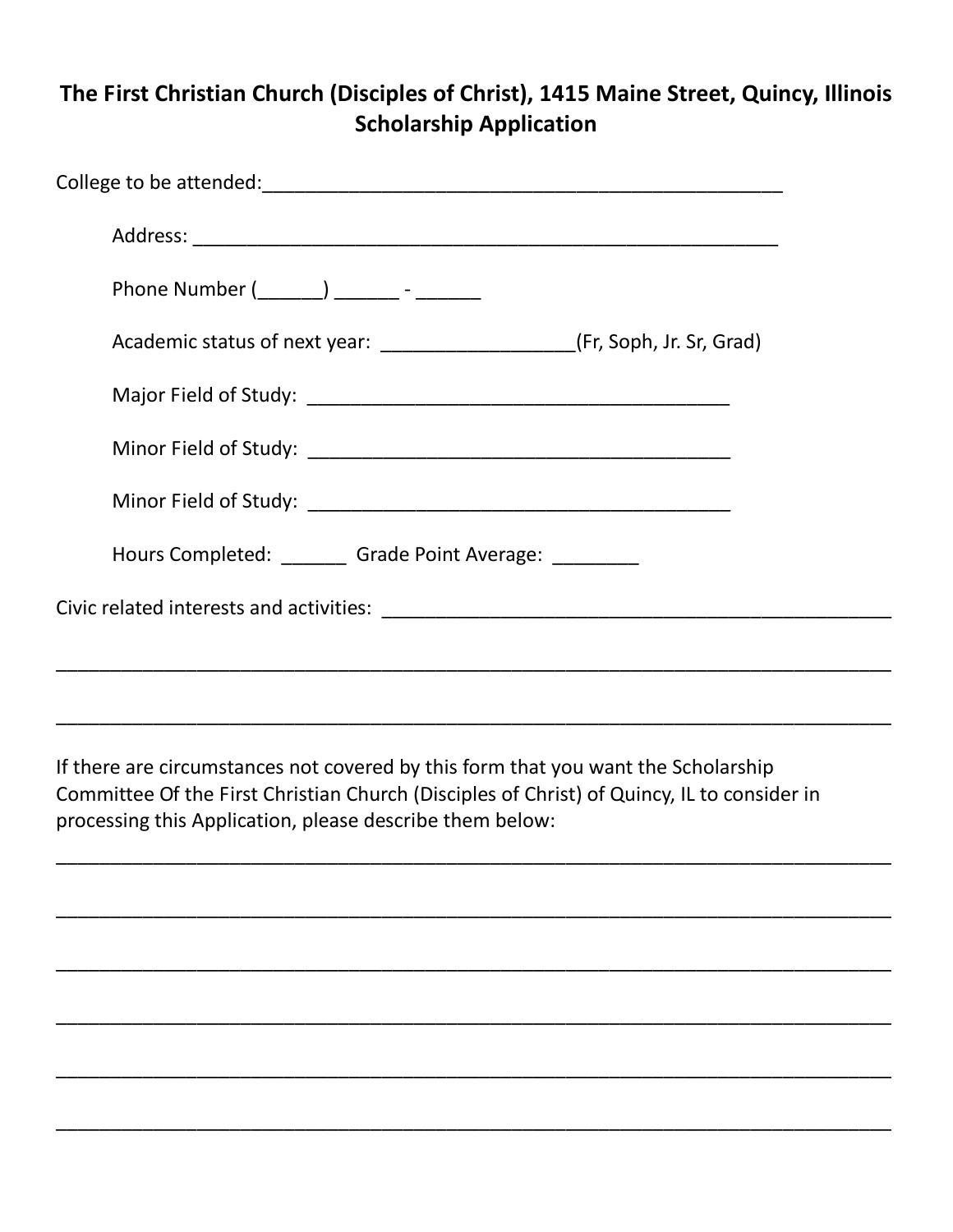## The First Christian Church (Disciples of Christ), 1415 Maine Street, Quincy, Illinois Scholarship Application

College to be attended:_________________________________________________

Address: _______________________________________________________

Phone Number (______) ______ - ______

Academic status of next year: _________________(Fr, Soph, Jr. Sr, Grad)

Major Field of Study: _______________________________________

Minor Field of Study: _______________________________________

Minor Field of Study: _______________________________________

Hours Completed: ______ Grade Point Average: ________

Civic related interests and activities: _______________________________________________

_____________________________________________________________________________

_____________________________________________________________________________

If there are circumstances not covered by this form that you want the Scholarship Committee Of the First Christian Church (Disciples of Christ) of Quincy, IL to consider in processing this Application, please describe them below:

_____________________________________________________________________________

_____________________________________________________________________________

_____________________________________________________________________________

_____________________________________________________________________________

_____________________________________________________________________________

_____________________________________________________________________________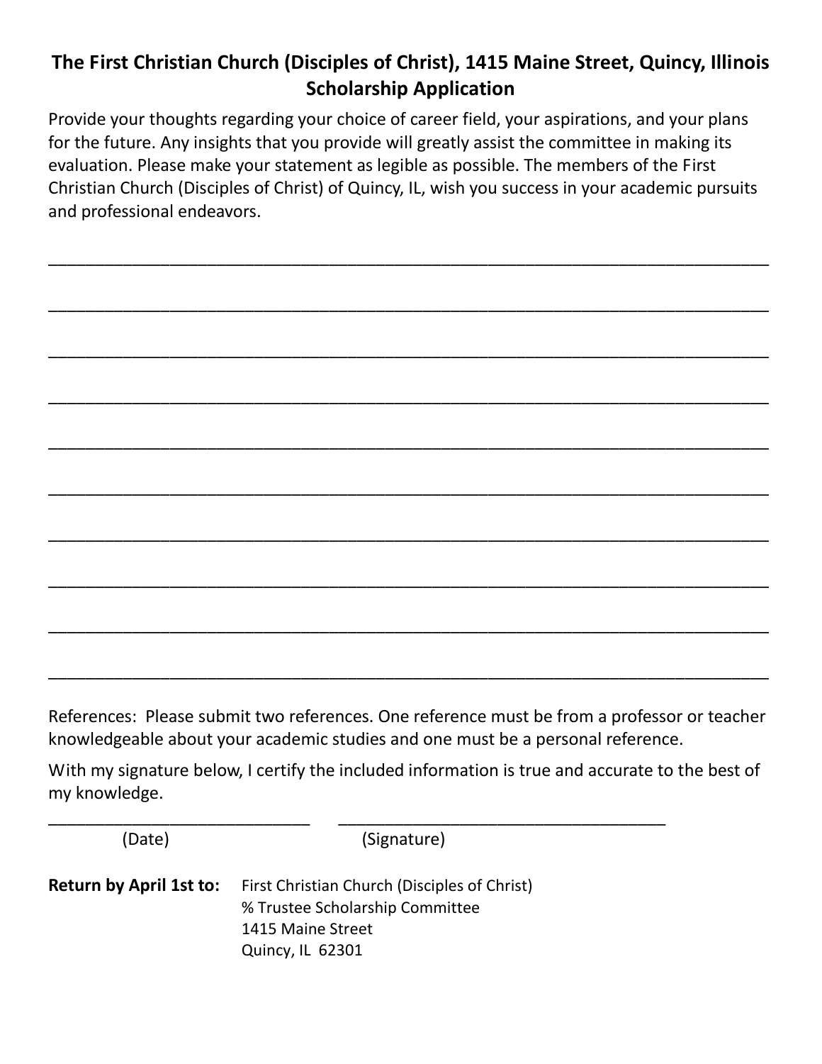**The First Christian Church (Disciples of Christ), 1415 Maine Street, Quincy, Illinois**
**Scholarship Application**

Provide your thoughts regarding your choice of career field, your aspirations, and your plans for the future. Any insights that you provide will greatly assist the committee in making its evaluation. Please make your statement as legible as possible. The members of the First Christian Church (Disciples of Christ) of Quincy, IL, wish you success in your academic pursuits and professional endeavors.

________________________________________________________________________

________________________________________________________________________

________________________________________________________________________

________________________________________________________________________

________________________________________________________________________

________________________________________________________________________

________________________________________________________________________

________________________________________________________________________

________________________________________________________________________

________________________________________________________________________

References: Please submit two references. One reference must be from a professor or teacher knowledgeable about your academic studies and one must be a personal reference.

With my signature below, I certify the included information is true and accurate to the best of my knowledge.

___________________________ ___________________________________
(Date) (Signature)

**Return by April 1st to:** First Christian Church (Disciples of Christ)
% Trustee Scholarship Committee
1415 Maine Street
Quincy, IL 62301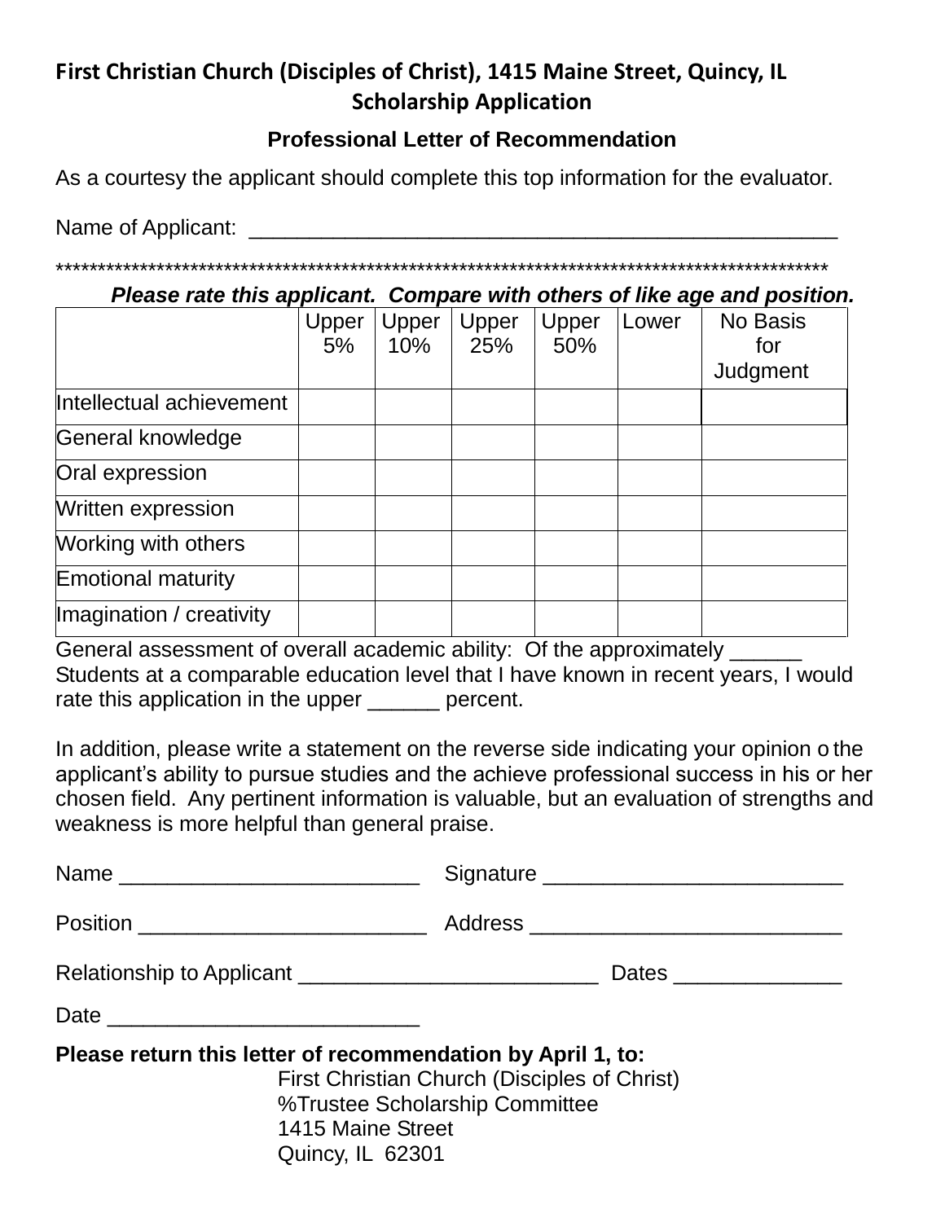**First Christian Church (Disciples of Christ), 1415 Maine Street, Quincy, IL**

**Scholarship Application**

**Professional Letter of Recommendation**

As a courtesy the applicant should complete this top information for the evaluator.

Name of Applicant: _______________________________________________

*******************************************************************************************

***Please rate this applicant. Compare with others of like age and position.***

| | Upper 5% | Upper 10% | Upper 25% | Upper 50% | Lower | No Basis for Judgment |
|---|---|---|---|---|---|---|
| Intellectual achievement | | | | | | |
| General knowledge | | | | | | |
| Oral expression | | | | | | |
| Written expression | | | | | | |
| Working with others | | | | | | |
| Emotional maturity | | | | | | |
| Imagination / creativity | | | | | | |

General assessment of overall academic ability: Of the approximately ______ Students at a comparable education level that I have known in recent years, I would rate this application in the upper ______ percent.

In addition, please write a statement on the reverse side indicating your opinion o the applicant's ability to pursue studies and the achieve professional success in his or her chosen field. Any pertinent information is valuable, but an evaluation of strengths and weakness is more helpful than general praise.

Name _________________________ Signature _________________________

Position ________________________ Address __________________________

Relationship to Applicant _________________________ Dates ______________

Date __________________________

**Please return this letter of recommendation by April 1, to:**

First Christian Church (Disciples of Christ)
%Trustee Scholarship Committee
1415 Maine Street
Quincy, IL 62301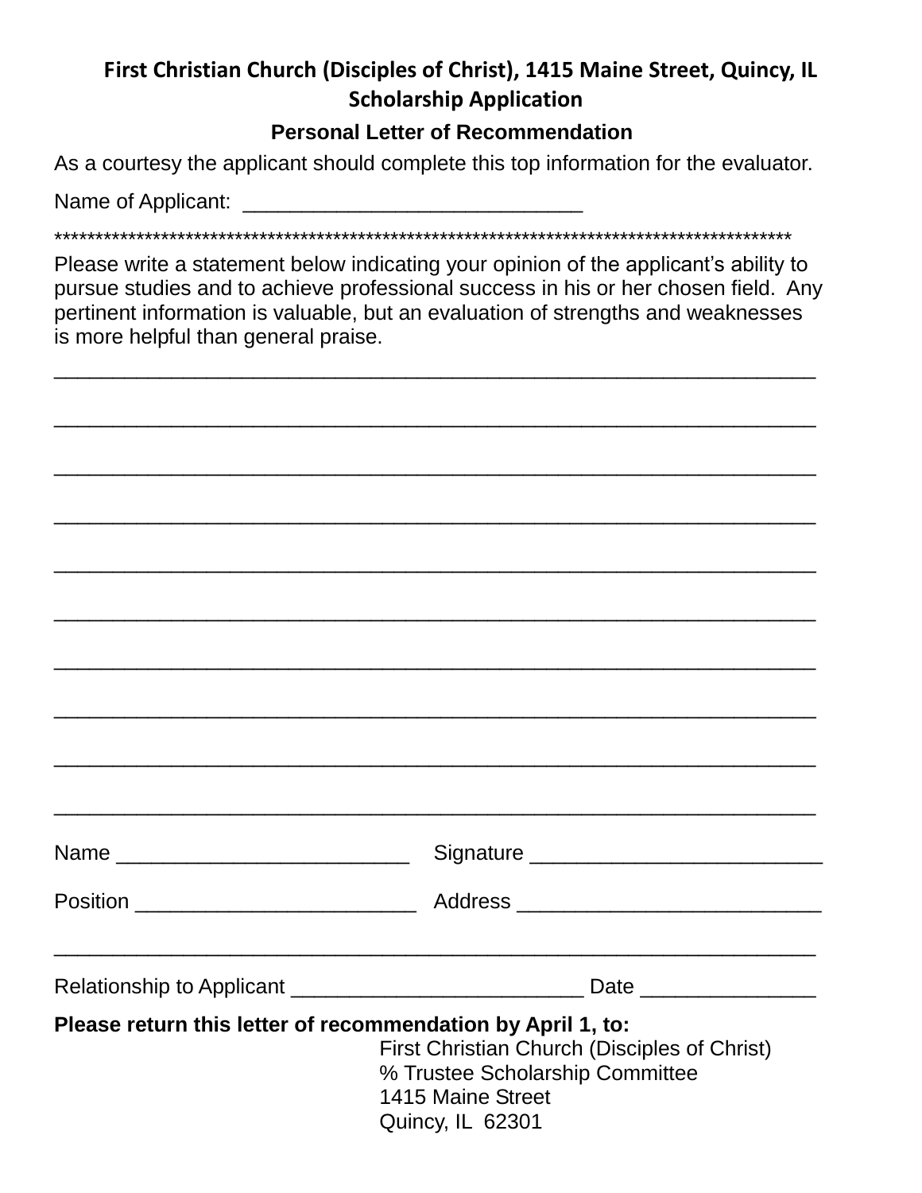# First Christian Church (Disciples of Christ), 1415 Maine Street, Quincy, IL
## Scholarship Application

### Personal Letter of Recommendation

As a courtesy the applicant should complete this top information for the evaluator.

Name of Applicant: ______________________________

******************************************************************************************

Please write a statement below indicating your opinion of the applicant's ability to pursue studies and to achieve professional success in his or her chosen field. Any pertinent information is valuable, but an evaluation of strengths and weaknesses is more helpful than general praise.

____________________________________________________________________

____________________________________________________________________

____________________________________________________________________

____________________________________________________________________

____________________________________________________________________

____________________________________________________________________

____________________________________________________________________

____________________________________________________________________

____________________________________________________________________

____________________________________________________________________

Name __________________________ Signature __________________________

Position _________________________ Address ___________________________

____________________________________________________________________

Relationship to Applicant _________________________ Date _______________

**Please return this letter of recommendation by April 1, to:**

First Christian Church (Disciples of Christ)
% Trustee Scholarship Committee
1415 Maine Street
Quincy, IL 62301